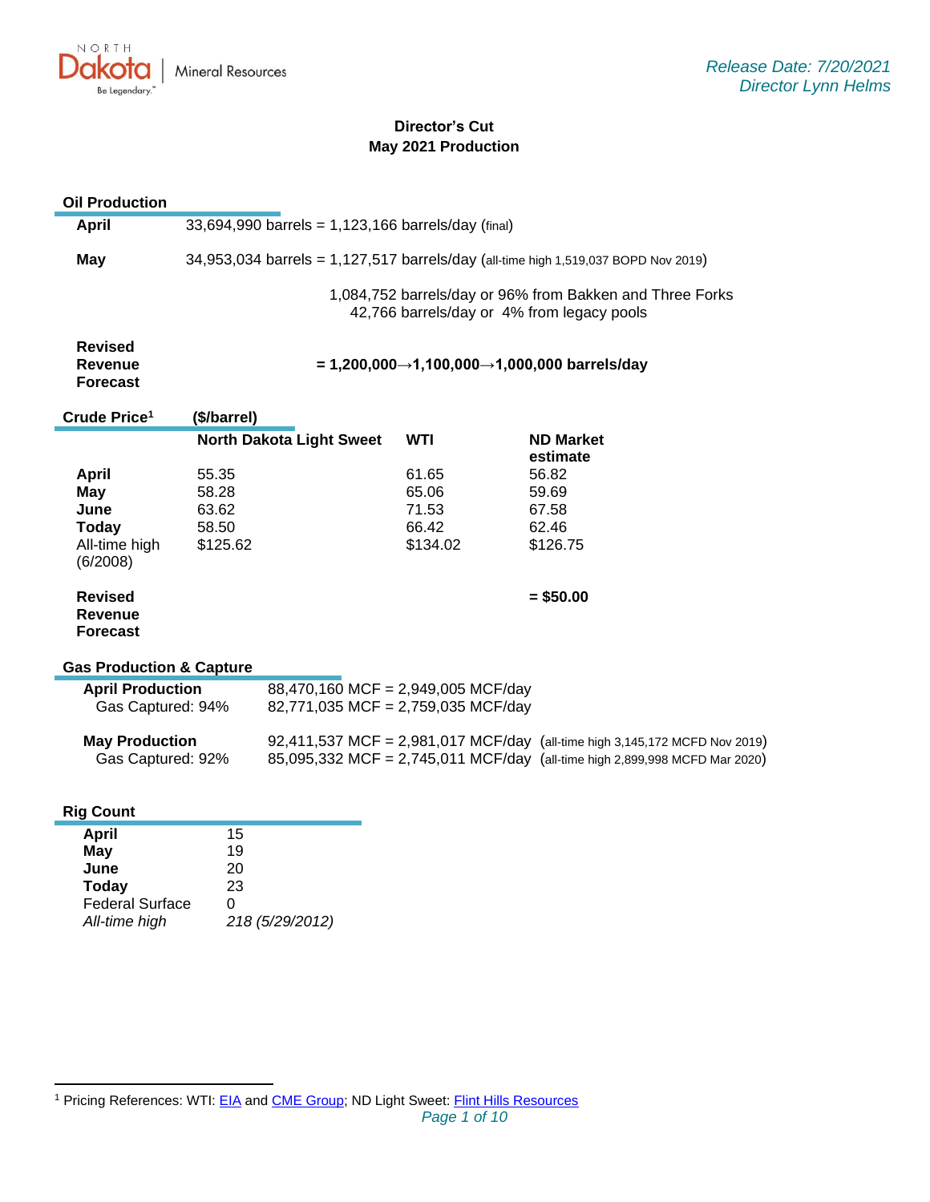Release Date: 7/20/2021
Director Lynn Helms

# Director's Cut
## May 2021 Production

### Oil Production

| | |
|---|---|
| **April** | 33,694,990 barrels = 1,123,166 barrels/day (final) |
| **May** | 34,953,034 barrels = 1,127,517 barrels/day (all-time high 1,519,037 BOPD Nov 2019) |
| | 1,084,752 barrels/day or 96% from Bakken and Three Forks |
| | 42,766 barrels/day or 4% from legacy pools |
| **Revised Revenue Forecast** | **= 1,200,000→1,100,000→1,000,000 barrels/day** |

### Crude Price[1] ($/barrel)

| | North Dakota Light Sweet | WTI | ND Market estimate |
|---|---|---|---|
| **April** | 55.35 | 61.65 | 56.82 |
| **May** | 58.28 | 65.06 | 59.69 |
| **June** | 63.62 | 71.53 | 67.58 |
| **Today** | 58.50 | 66.42 | 62.46 |
| All-time high (6/2008) | $125.62 | $134.02 | $126.75 |
| **Revised Revenue Forecast** | | | **= $50.00** |

### Gas Production & Capture

| | |
|---|---|
| **April Production** | 88,470,160 MCF = 2,949,005 MCF/day |
| Gas Captured: 94% | 82,771,035 MCF = 2,759,035 MCF/day |
| **May Production** | 92,411,537 MCF = 2,981,017 MCF/day (all-time high 3,145,172 MCFD Nov 2019) |
| Gas Captured: 92% | 85,095,332 MCF = 2,745,011 MCF/day (all-time high 2,899,998 MCFD Mar 2020) |

### Rig Count

| | |
|---|---|
| **April** | 15 |
| **May** | 19 |
| **June** | 20 |
| **Today** | 23 |
| Federal Surface | 0 |
| *All-time high* | *218 (5/29/2012)* |

[1] Pricing References: WTI: EIA and CME Group; ND Light Sweet: Flint Hills Resources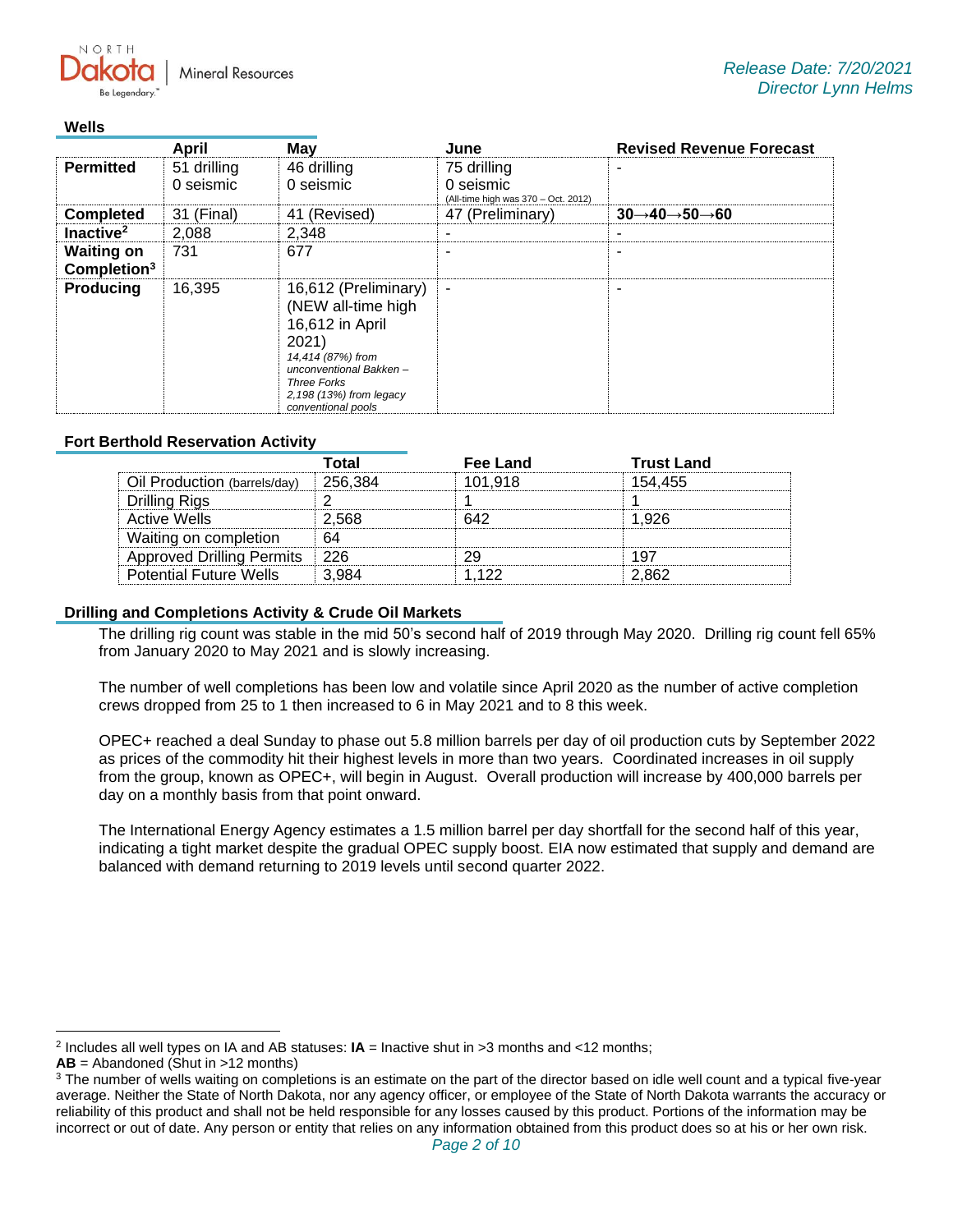## Wells

| | April | May | June | Revised Revenue Forecast |
|---|---|---|---|---|
| **Permitted** | 51 drilling<br>0 seismic | 46 drilling<br>0 seismic | 75 drilling<br>0 seismic<br>(All-time high was 370 – Oct. 2012) | - |
| **Completed** | 31 (Final) | 41 (Revised) | 47 (Preliminary) | **30→40→50→60** |
| **Inactive[2]** | 2,088 | 2,348 | - | - |
| **Waiting on Completion[3]** | 731 | 677 | - | - |
| **Producing** | 16,395 | 16,612 (Preliminary) (NEW all-time high 16,612 in April 2021)<br>*14,414 (87%) from unconventional Bakken – Three Forks*<br>*2,198 (13%) from legacy conventional pools* | - | - |

## Fort Berthold Reservation Activity

| | Total | Fee Land | Trust Land |
|---|---|---|---|
| Oil Production (barrels/day) | 256,384 | 101,918 | 154,455 |
| Drilling Rigs | 2 | 1 | 1 |
| Active Wells | 2,568 | 642 | 1,926 |
| Waiting on completion | 64 | | |
| Approved Drilling Permits | 226 | 29 | 197 |
| Potential Future Wells | 3,984 | 1,122 | 2,862 |

## Drilling and Completions Activity & Crude Oil Markets

The drilling rig count was stable in the mid 50's second half of 2019 through May 2020. Drilling rig count fell 65% from January 2020 to May 2021 and is slowly increasing.

The number of well completions has been low and volatile since April 2020 as the number of active completion crews dropped from 25 to 1 then increased to 6 in May 2021 and to 8 this week.

OPEC+ reached a deal Sunday to phase out 5.8 million barrels per day of oil production cuts by September 2022 as prices of the commodity hit their highest levels in more than two years. Coordinated increases in oil supply from the group, known as OPEC+, will begin in August. Overall production will increase by 400,000 barrels per day on a monthly basis from that point onward.

The International Energy Agency estimates a 1.5 million barrel per day shortfall for the second half of this year, indicating a tight market despite the gradual OPEC supply boost. EIA now estimated that supply and demand are balanced with demand returning to 2019 levels until second quarter 2022.

---

[2] Includes all well types on IA and AB statuses: **IA** = Inactive shut in >3 months and <12 months;
**AB** = Abandoned (Shut in >12 months)

[3] The number of wells waiting on completions is an estimate on the part of the director based on idle well count and a typical five-year average. Neither the State of North Dakota, nor any agency officer, or employee of the State of North Dakota warrants the accuracy or reliability of this product and shall not be held responsible for any losses caused by this product. Portions of the information may be incorrect or out of date. Any person or entity that relies on any information obtained from this product does so at his or her own risk.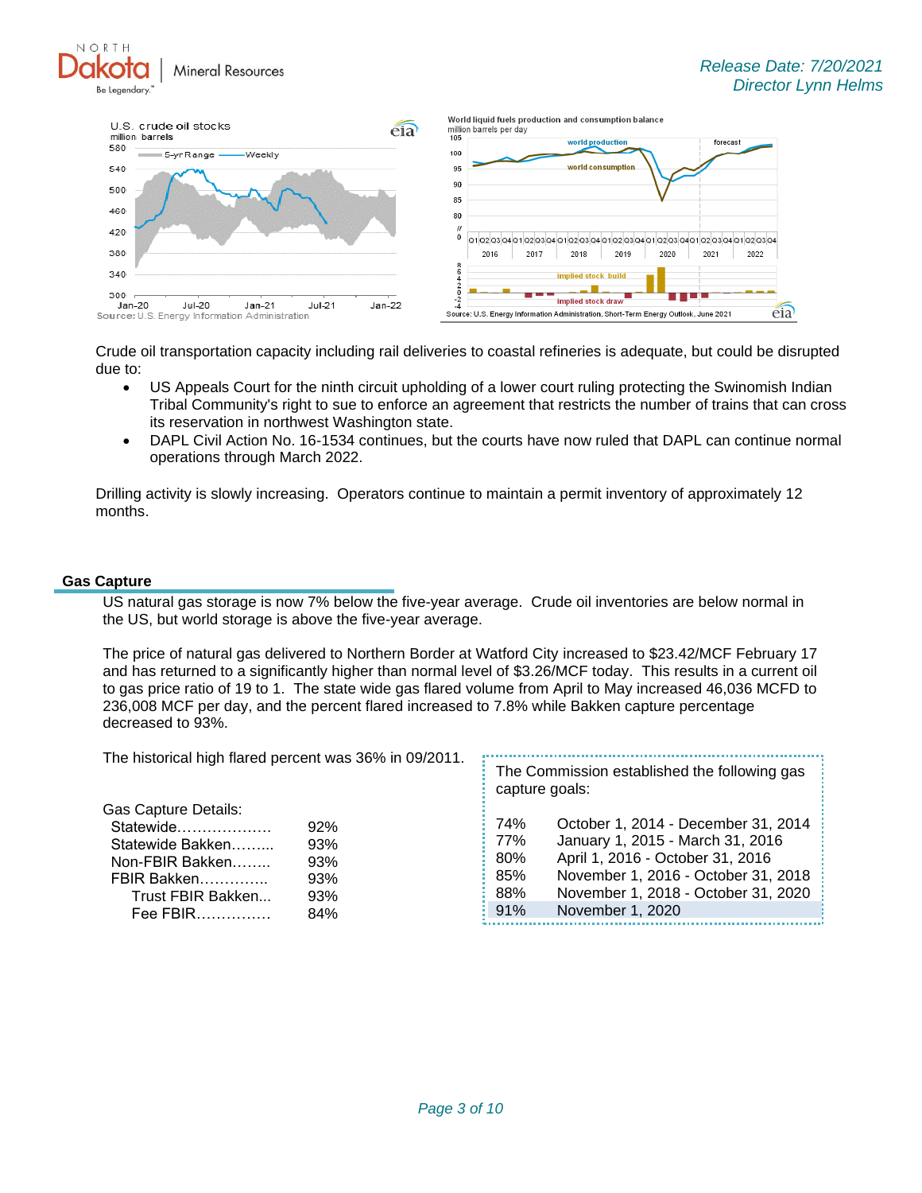Crude oil transportation capacity including rail deliveries to coastal refineries is adequate, but could be disrupted due to:

- US Appeals Court for the ninth circuit upholding of a lower court ruling protecting the Swinomish Indian Tribal Community's right to sue to enforce an agreement that restricts the number of trains that can cross its reservation in northwest Washington state.
- DAPL Civil Action No. 16-1534 continues, but the courts have now ruled that DAPL can continue normal operations through March 2022.

Drilling activity is slowly increasing. Operators continue to maintain a permit inventory of approximately 12 months.

## Gas Capture

US natural gas storage is now 7% below the five-year average. Crude oil inventories are below normal in the US, but world storage is above the five-year average.

The price of natural gas delivered to Northern Border at Watford City increased to $23.42/MCF February 17 and has returned to a significantly higher than normal level of $3.26/MCF today. This results in a current oil to gas price ratio of 19 to 1. The state wide gas flared volume from April to May increased 46,036 MCFD to 236,008 MCF per day, and the percent flared increased to 7.8% while Bakken capture percentage decreased to 93%.

The historical high flared percent was 36% in 09/2011.

Gas Capture Details:

| | |
|---|---|
| Statewide | 92% |
| Statewide Bakken | 93% |
| Non-FBIR Bakken | 93% |
| FBIR Bakken | 93% |
| Trust FBIR Bakken | 93% |
| Fee FBIR | 84% |

The Commission established the following gas capture goals:

| | |
|---|---|
| 74% | October 1, 2014 - December 31, 2014 |
| 77% | January 1, 2015 - March 31, 2016 |
| 80% | April 1, 2016 - October 31, 2016 |
| 85% | November 1, 2016 - October 31, 2018 |
| 88% | November 1, 2018 - October 31, 2020 |
| 91% | November 1, 2020 |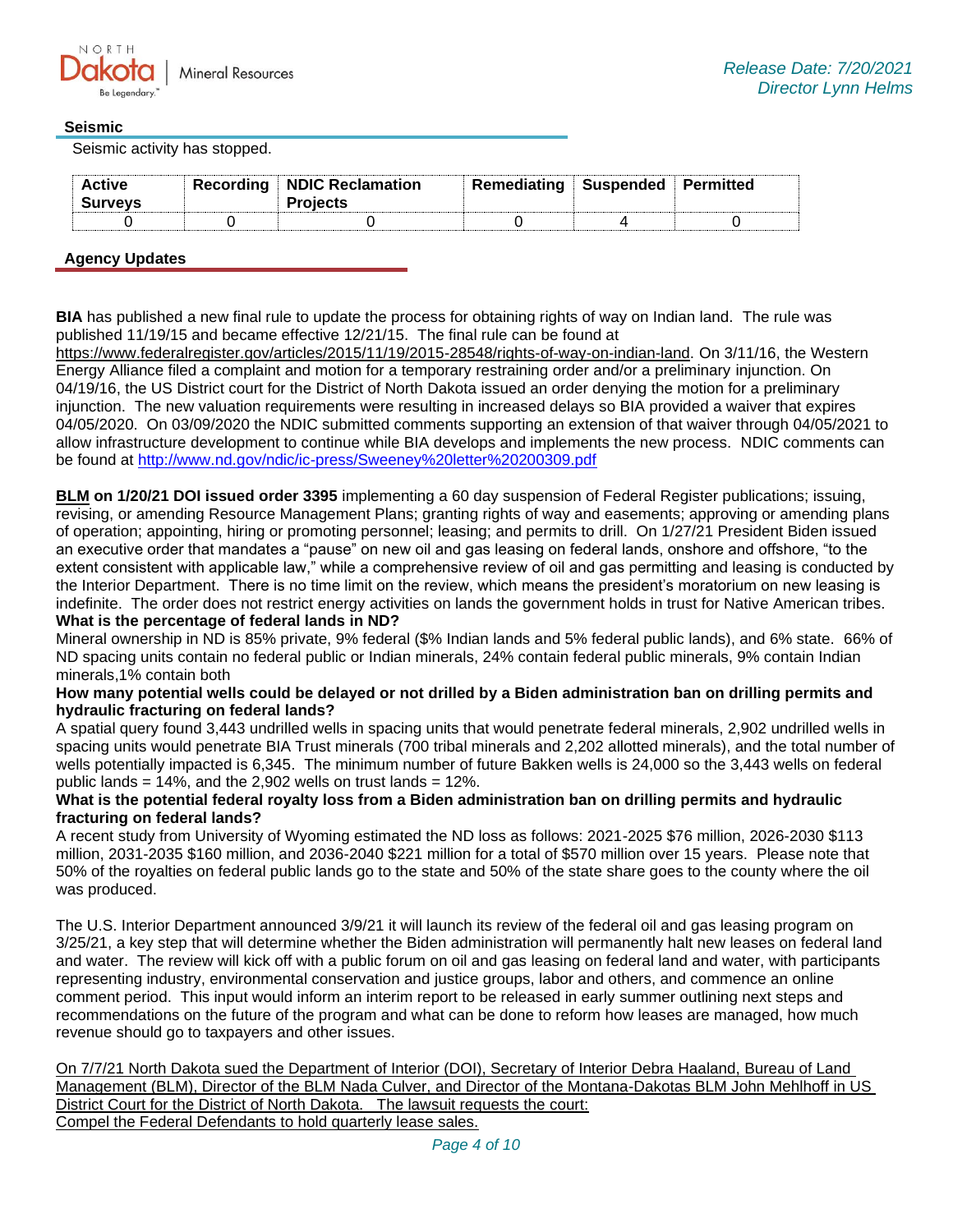### Seismic

Seismic activity has stopped.

| Active Surveys | Recording | NDIC Reclamation Projects | Remediating | Suspended | Permitted |
|---|---|---|---|---|---|
| 0 | 0 | 0 | 0 | 4 | 0 |

### Agency Updates

**BIA** has published a new final rule to update the process for obtaining rights of way on Indian land. The rule was published 11/19/15 and became effective 12/21/15. The final rule can be found at https://www.federalregister.gov/articles/2015/11/19/2015-28548/rights-of-way-on-indian-land. On 3/11/16, the Western Energy Alliance filed a complaint and motion for a temporary restraining order and/or a preliminary injunction. On 04/19/16, the US District court for the District of North Dakota issued an order denying the motion for a preliminary injunction. The new valuation requirements were resulting in increased delays so BIA provided a waiver that expires 04/05/2020. On 03/09/2020 the NDIC submitted comments supporting an extension of that waiver through 04/05/2021 to allow infrastructure development to continue while BIA develops and implements the new process. NDIC comments can be found at http://www.nd.gov/ndic/ic-press/Sweeney%20letter%20200309.pdf

**BLM on 1/20/21 DOI issued order 3395** implementing a 60 day suspension of Federal Register publications; issuing, revising, or amending Resource Management Plans; granting rights of way and easements; approving or amending plans of operation; appointing, hiring or promoting personnel; leasing; and permits to drill. On 1/27/21 President Biden issued an executive order that mandates a "pause" on new oil and gas leasing on federal lands, onshore and offshore, "to the extent consistent with applicable law," while a comprehensive review of oil and gas permitting and leasing is conducted by the Interior Department. There is no time limit on the review, which means the president's moratorium on new leasing is indefinite. The order does not restrict energy activities on lands the government holds in trust for Native American tribes.

**What is the percentage of federal lands in ND?**

Mineral ownership in ND is 85% private, 9% federal ($% Indian lands and 5% federal public lands), and 6% state. 66% of ND spacing units contain no federal public or Indian minerals, 24% contain federal public minerals, 9% contain Indian minerals,1% contain both

**How many potential wells could be delayed or not drilled by a Biden administration ban on drilling permits and hydraulic fracturing on federal lands?**

A spatial query found 3,443 undrilled wells in spacing units that would penetrate federal minerals, 2,902 undrilled wells in spacing units would penetrate BIA Trust minerals (700 tribal minerals and 2,202 allotted minerals), and the total number of wells potentially impacted is 6,345. The minimum number of future Bakken wells is 24,000 so the 3,443 wells on federal public lands = 14%, and the 2,902 wells on trust lands = 12%.

**What is the potential federal royalty loss from a Biden administration ban on drilling permits and hydraulic fracturing on federal lands?**

A recent study from University of Wyoming estimated the ND loss as follows: 2021-2025 $76 million, 2026-2030 $113 million, 2031-2035 $160 million, and 2036-2040 $221 million for a total of $570 million over 15 years. Please note that 50% of the royalties on federal public lands go to the state and 50% of the state share goes to the county where the oil was produced.

The U.S. Interior Department announced 3/9/21 it will launch its review of the federal oil and gas leasing program on 3/25/21, a key step that will determine whether the Biden administration will permanently halt new leases on federal land and water. The review will kick off with a public forum on oil and gas leasing on federal land and water, with participants representing industry, environmental conservation and justice groups, labor and others, and commence an online comment period. This input would inform an interim report to be released in early summer outlining next steps and recommendations on the future of the program and what can be done to reform how leases are managed, how much revenue should go to taxpayers and other issues.

On 7/7/21 North Dakota sued the Department of Interior (DOI), Secretary of Interior Debra Haaland, Bureau of Land Management (BLM), Director of the BLM Nada Culver, and Director of the Montana-Dakotas BLM John Mehlhoff in US District Court for the District of North Dakota. The lawsuit requests the court:
Compel the Federal Defendants to hold quarterly lease sales.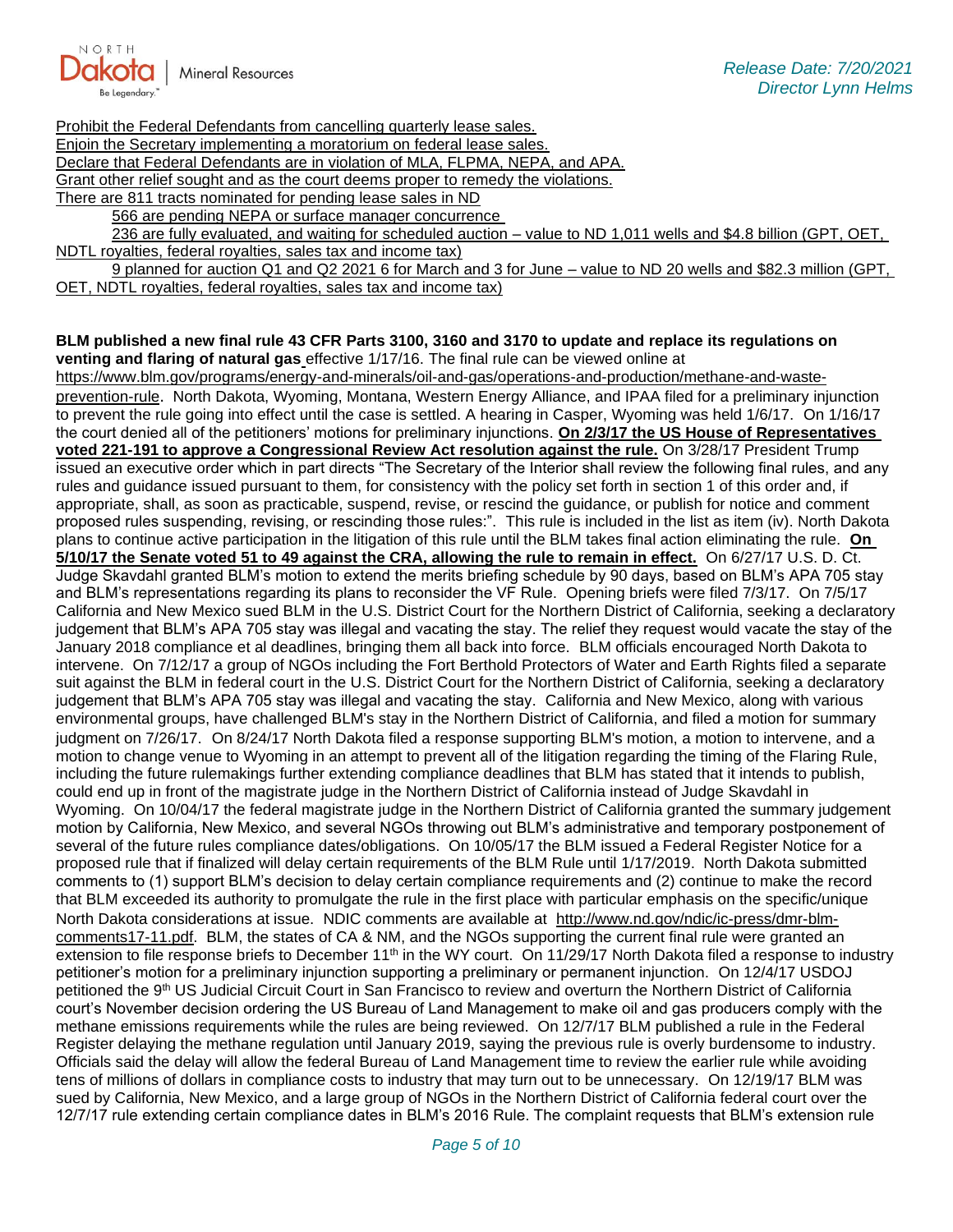Prohibit the Federal Defendants from cancelling quarterly lease sales.
Enjoin the Secretary implementing a moratorium on federal lease sales.
Declare that Federal Defendants are in violation of MLA, FLPMA, NEPA, and APA.
Grant other relief sought and as the court deems proper to remedy the violations.
There are 811 tracts nominated for pending lease sales in ND

566 are pending NEPA or surface manager concurrence

236 are fully evaluated, and waiting for scheduled auction – value to ND 1,011 wells and $4.8 billion (GPT, OET, NDTL royalties, federal royalties, sales tax and income tax)

9 planned for auction Q1 and Q2 2021 6 for March and 3 for June – value to ND 20 wells and $82.3 million (GPT, OET, NDTL royalties, federal royalties, sales tax and income tax)

**BLM published a new final rule 43 CFR Parts 3100, 3160 and 3170 to update and replace its regulations on venting and flaring of natural gas** effective 1/17/16. The final rule can be viewed online at https://www.blm.gov/programs/energy-and-minerals/oil-and-gas/operations-and-production/methane-and-waste-prevention-rule. North Dakota, Wyoming, Montana, Western Energy Alliance, and IPAA filed for a preliminary injunction to prevent the rule going into effect until the case is settled. A hearing in Casper, Wyoming was held 1/6/17. On 1/16/17 the court denied all of the petitioners' motions for preliminary injunctions. **On 2/3/17 the US House of Representatives voted 221-191 to approve a Congressional Review Act resolution against the rule.** On 3/28/17 President Trump issued an executive order which in part directs "The Secretary of the Interior shall review the following final rules, and any rules and guidance issued pursuant to them, for consistency with the policy set forth in section 1 of this order and, if appropriate, shall, as soon as practicable, suspend, revise, or rescind the guidance, or publish for notice and comment proposed rules suspending, revising, or rescinding those rules:". This rule is included in the list as item (iv). North Dakota plans to continue active participation in the litigation of this rule until the BLM takes final action eliminating the rule. **On 5/10/17 the Senate voted 51 to 49 against the CRA, allowing the rule to remain in effect.** On 6/27/17 U.S. D. Ct. Judge Skavdahl granted BLM's motion to extend the merits briefing schedule by 90 days, based on BLM's APA 705 stay and BLM's representations regarding its plans to reconsider the VF Rule. Opening briefs were filed 7/3/17. On 7/5/17 California and New Mexico sued BLM in the U.S. District Court for the Northern District of California, seeking a declaratory judgement that BLM's APA 705 stay was illegal and vacating the stay. The relief they request would vacate the stay of the January 2018 compliance et al deadlines, bringing them all back into force. BLM officials encouraged North Dakota to intervene. On 7/12/17 a group of NGOs including the Fort Berthold Protectors of Water and Earth Rights filed a separate suit against the BLM in federal court in the U.S. District Court for the Northern District of California, seeking a declaratory judgement that BLM's APA 705 stay was illegal and vacating the stay. California and New Mexico, along with various environmental groups, have challenged BLM's stay in the Northern District of California, and filed a motion for summary judgment on 7/26/17. On 8/24/17 North Dakota filed a response supporting BLM's motion, a motion to intervene, and a motion to change venue to Wyoming in an attempt to prevent all of the litigation regarding the timing of the Flaring Rule, including the future rulemakings further extending compliance deadlines that BLM has stated that it intends to publish, could end up in front of the magistrate judge in the Northern District of California instead of Judge Skavdahl in Wyoming. On 10/04/17 the federal magistrate judge in the Northern District of California granted the summary judgement motion by California, New Mexico, and several NGOs throwing out BLM's administrative and temporary postponement of several of the future rules compliance dates/obligations. On 10/05/17 the BLM issued a Federal Register Notice for a proposed rule that if finalized will delay certain requirements of the BLM Rule until 1/17/2019. North Dakota submitted comments to (1) support BLM's decision to delay certain compliance requirements and (2) continue to make the record that BLM exceeded its authority to promulgate the rule in the first place with particular emphasis on the specific/unique North Dakota considerations at issue. NDIC comments are available at http://www.nd.gov/ndic/ic-press/dmr-blm-comments17-11.pdf. BLM, the states of CA & NM, and the NGOs supporting the current final rule were granted an extension to file response briefs to December 11th in the WY court. On 11/29/17 North Dakota filed a response to industry petitioner's motion for a preliminary injunction supporting a preliminary or permanent injunction. On 12/4/17 USDOJ petitioned the 9th US Judicial Circuit Court in San Francisco to review and overturn the Northern District of California court's November decision ordering the US Bureau of Land Management to make oil and gas producers comply with the methane emissions requirements while the rules are being reviewed. On 12/7/17 BLM published a rule in the Federal Register delaying the methane regulation until January 2019, saying the previous rule is overly burdensome to industry. Officials said the delay will allow the federal Bureau of Land Management time to review the earlier rule while avoiding tens of millions of dollars in compliance costs to industry that may turn out to be unnecessary. On 12/19/17 BLM was sued by California, New Mexico, and a large group of NGOs in the Northern District of California federal court over the 12/7/17 rule extending certain compliance dates in BLM's 2016 Rule. The complaint requests that BLM's extension rule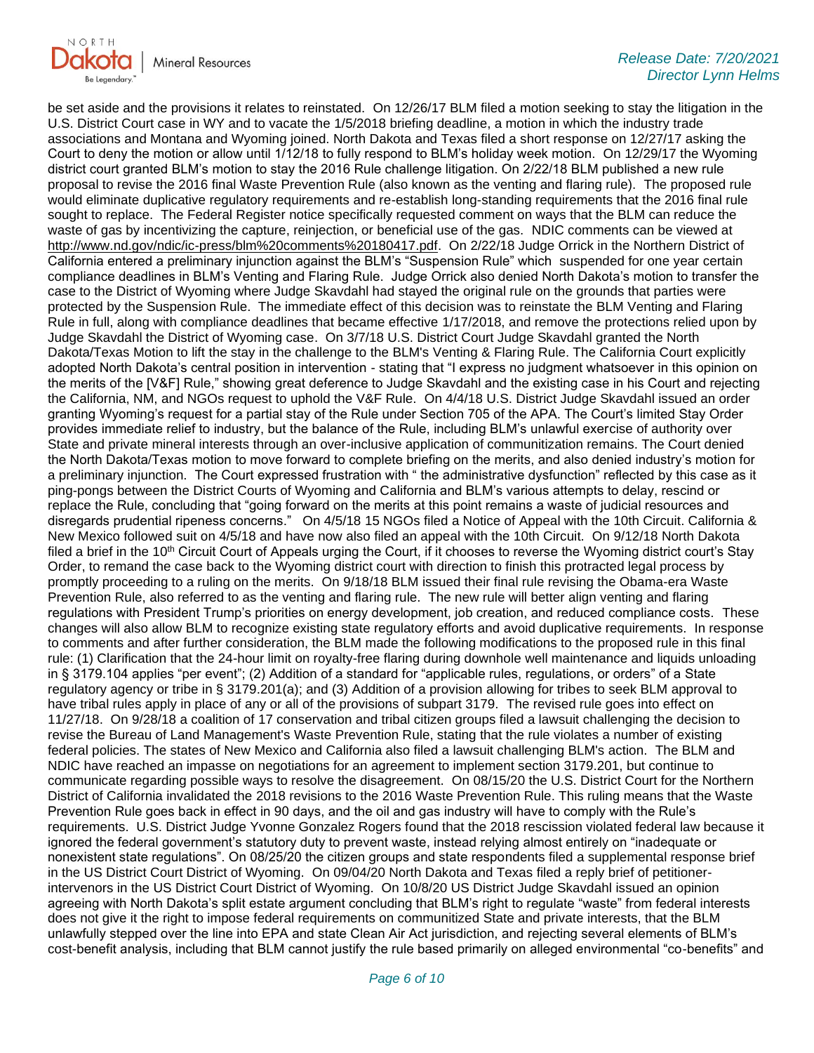be set aside and the provisions it relates to reinstated. On 12/26/17 BLM filed a motion seeking to stay the litigation in the U.S. District Court case in WY and to vacate the 1/5/2018 briefing deadline, a motion in which the industry trade associations and Montana and Wyoming joined. North Dakota and Texas filed a short response on 12/27/17 asking the Court to deny the motion or allow until 1/12/18 to fully respond to BLM's holiday week motion. On 12/29/17 the Wyoming district court granted BLM's motion to stay the 2016 Rule challenge litigation. On 2/22/18 BLM published a new rule proposal to revise the 2016 final Waste Prevention Rule (also known as the venting and flaring rule). The proposed rule would eliminate duplicative regulatory requirements and re-establish long-standing requirements that the 2016 final rule sought to replace. The Federal Register notice specifically requested comment on ways that the BLM can reduce the waste of gas by incentivizing the capture, reinjection, or beneficial use of the gas. NDIC comments can be viewed at http://www.nd.gov/ndic/ic-press/blm%20comments%20180417.pdf. On 2/22/18 Judge Orrick in the Northern District of California entered a preliminary injunction against the BLM's "Suspension Rule" which suspended for one year certain compliance deadlines in BLM's Venting and Flaring Rule. Judge Orrick also denied North Dakota's motion to transfer the case to the District of Wyoming where Judge Skavdahl had stayed the original rule on the grounds that parties were protected by the Suspension Rule. The immediate effect of this decision was to reinstate the BLM Venting and Flaring Rule in full, along with compliance deadlines that became effective 1/17/2018, and remove the protections relied upon by Judge Skavdahl the District of Wyoming case. On 3/7/18 U.S. District Court Judge Skavdahl granted the North Dakota/Texas Motion to lift the stay in the challenge to the BLM's Venting & Flaring Rule. The California Court explicitly adopted North Dakota's central position in intervention - stating that "I express no judgment whatsoever in this opinion on the merits of the [V&F] Rule," showing great deference to Judge Skavdahl and the existing case in his Court and rejecting the California, NM, and NGOs request to uphold the V&F Rule. On 4/4/18 U.S. District Judge Skavdahl issued an order granting Wyoming's request for a partial stay of the Rule under Section 705 of the APA. The Court's limited Stay Order provides immediate relief to industry, but the balance of the Rule, including BLM's unlawful exercise of authority over State and private mineral interests through an over-inclusive application of communitization remains. The Court denied the North Dakota/Texas motion to move forward to complete briefing on the merits, and also denied industry's motion for a preliminary injunction. The Court expressed frustration with " the administrative dysfunction" reflected by this case as it ping-pongs between the District Courts of Wyoming and California and BLM's various attempts to delay, rescind or replace the Rule, concluding that "going forward on the merits at this point remains a waste of judicial resources and disregards prudential ripeness concerns." On 4/5/18 15 NGOs filed a Notice of Appeal with the 10th Circuit. California & New Mexico followed suit on 4/5/18 and have now also filed an appeal with the 10th Circuit. On 9/12/18 North Dakota filed a brief in the 10th Circuit Court of Appeals urging the Court, if it chooses to reverse the Wyoming district court's Stay Order, to remand the case back to the Wyoming district court with direction to finish this protracted legal process by promptly proceeding to a ruling on the merits. On 9/18/18 BLM issued their final rule revising the Obama-era Waste Prevention Rule, also referred to as the venting and flaring rule. The new rule will better align venting and flaring regulations with President Trump's priorities on energy development, job creation, and reduced compliance costs. These changes will also allow BLM to recognize existing state regulatory efforts and avoid duplicative requirements. In response to comments and after further consideration, the BLM made the following modifications to the proposed rule in this final rule: (1) Clarification that the 24-hour limit on royalty-free flaring during downhole well maintenance and liquids unloading in § 3179.104 applies "per event"; (2) Addition of a standard for "applicable rules, regulations, or orders" of a State regulatory agency or tribe in § 3179.201(a); and (3) Addition of a provision allowing for tribes to seek BLM approval to have tribal rules apply in place of any or all of the provisions of subpart 3179. The revised rule goes into effect on 11/27/18. On 9/28/18 a coalition of 17 conservation and tribal citizen groups filed a lawsuit challenging the decision to revise the Bureau of Land Management's Waste Prevention Rule, stating that the rule violates a number of existing federal policies. The states of New Mexico and California also filed a lawsuit challenging BLM's action. The BLM and NDIC have reached an impasse on negotiations for an agreement to implement section 3179.201, but continue to communicate regarding possible ways to resolve the disagreement. On 08/15/20 the U.S. District Court for the Northern District of California invalidated the 2018 revisions to the 2016 Waste Prevention Rule. This ruling means that the Waste Prevention Rule goes back in effect in 90 days, and the oil and gas industry will have to comply with the Rule's requirements. U.S. District Judge Yvonne Gonzalez Rogers found that the 2018 rescission violated federal law because it ignored the federal government's statutory duty to prevent waste, instead relying almost entirely on "inadequate or nonexistent state regulations". On 08/25/20 the citizen groups and state respondents filed a supplemental response brief in the US District Court District of Wyoming. On 09/04/20 North Dakota and Texas filed a reply brief of petitioner-intervenors in the US District Court District of Wyoming. On 10/8/20 US District Judge Skavdahl issued an opinion agreeing with North Dakota's split estate argument concluding that BLM's right to regulate "waste" from federal interests does not give it the right to impose federal requirements on communitized State and private interests, that the BLM unlawfully stepped over the line into EPA and state Clean Air Act jurisdiction, and rejecting several elements of BLM's cost-benefit analysis, including that BLM cannot justify the rule based primarily on alleged environmental "co-benefits" and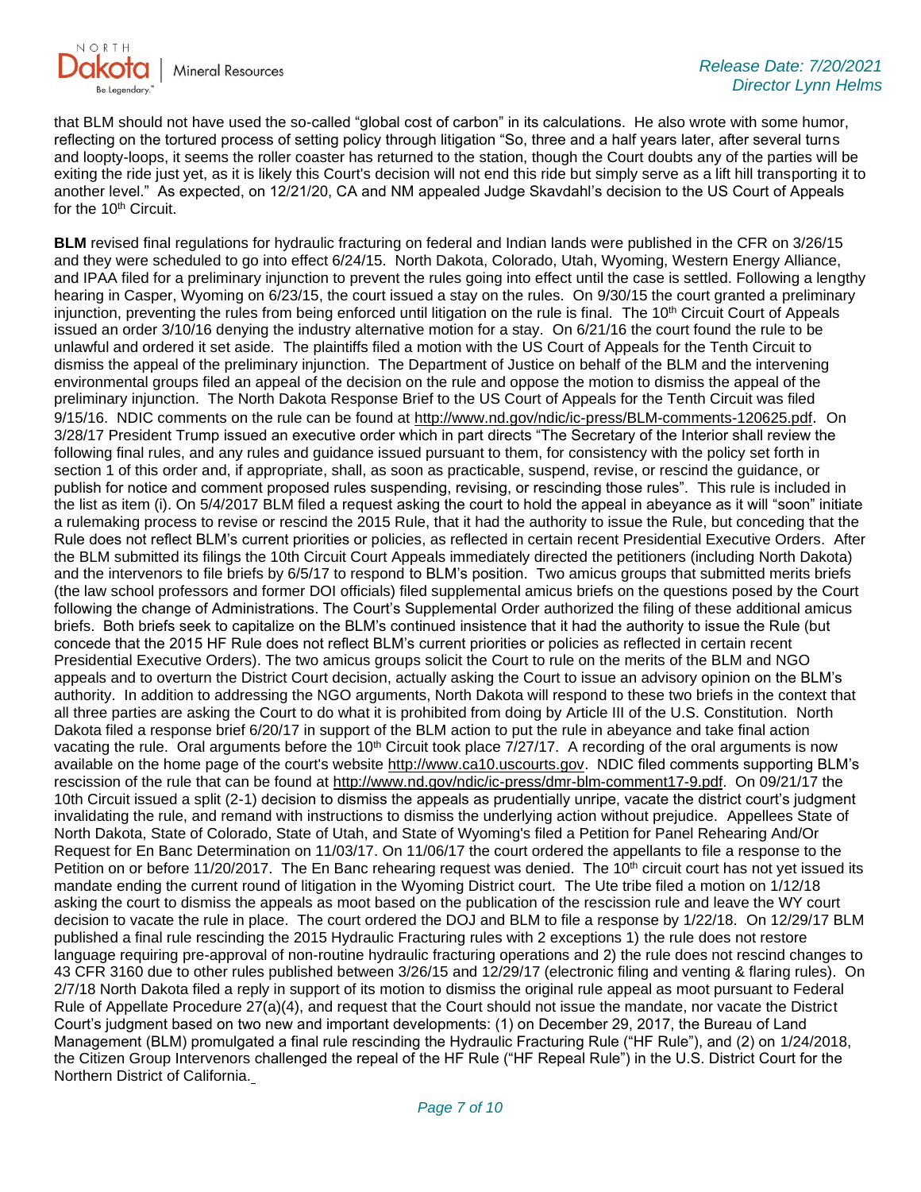that BLM should not have used the so-called "global cost of carbon" in its calculations. He also wrote with some humor, reflecting on the tortured process of setting policy through litigation "So, three and a half years later, after several turns and loopty-loops, it seems the roller coaster has returned to the station, though the Court doubts any of the parties will be exiting the ride just yet, as it is likely this Court's decision will not end this ride but simply serve as a lift hill transporting it to another level." As expected, on 12/21/20, CA and NM appealed Judge Skavdahl's decision to the US Court of Appeals for the 10th Circuit.

**BLM** revised final regulations for hydraulic fracturing on federal and Indian lands were published in the CFR on 3/26/15 and they were scheduled to go into effect 6/24/15. North Dakota, Colorado, Utah, Wyoming, Western Energy Alliance, and IPAA filed for a preliminary injunction to prevent the rules going into effect until the case is settled. Following a lengthy hearing in Casper, Wyoming on 6/23/15, the court issued a stay on the rules. On 9/30/15 the court granted a preliminary injunction, preventing the rules from being enforced until litigation on the rule is final. The 10th Circuit Court of Appeals issued an order 3/10/16 denying the industry alternative motion for a stay. On 6/21/16 the court found the rule to be unlawful and ordered it set aside. The plaintiffs filed a motion with the US Court of Appeals for the Tenth Circuit to dismiss the appeal of the preliminary injunction. The Department of Justice on behalf of the BLM and the intervening environmental groups filed an appeal of the decision on the rule and oppose the motion to dismiss the appeal of the preliminary injunction. The North Dakota Response Brief to the US Court of Appeals for the Tenth Circuit was filed 9/15/16. NDIC comments on the rule can be found at http://www.nd.gov/ndic/ic-press/BLM-comments-120625.pdf. On 3/28/17 President Trump issued an executive order which in part directs "The Secretary of the Interior shall review the following final rules, and any rules and guidance issued pursuant to them, for consistency with the policy set forth in section 1 of this order and, if appropriate, shall, as soon as practicable, suspend, revise, or rescind the guidance, or publish for notice and comment proposed rules suspending, revising, or rescinding those rules". This rule is included in the list as item (i). On 5/4/2017 BLM filed a request asking the court to hold the appeal in abeyance as it will "soon" initiate a rulemaking process to revise or rescind the 2015 Rule, that it had the authority to issue the Rule, but conceding that the Rule does not reflect BLM's current priorities or policies, as reflected in certain recent Presidential Executive Orders. After the BLM submitted its filings the 10th Circuit Court Appeals immediately directed the petitioners (including North Dakota) and the intervenors to file briefs by 6/5/17 to respond to BLM's position. Two amicus groups that submitted merits briefs (the law school professors and former DOI officials) filed supplemental amicus briefs on the questions posed by the Court following the change of Administrations. The Court's Supplemental Order authorized the filing of these additional amicus briefs. Both briefs seek to capitalize on the BLM's continued insistence that it had the authority to issue the Rule (but concede that the 2015 HF Rule does not reflect BLM's current priorities or policies as reflected in certain recent Presidential Executive Orders). The two amicus groups solicit the Court to rule on the merits of the BLM and NGO appeals and to overturn the District Court decision, actually asking the Court to issue an advisory opinion on the BLM's authority. In addition to addressing the NGO arguments, North Dakota will respond to these two briefs in the context that all three parties are asking the Court to do what it is prohibited from doing by Article III of the U.S. Constitution. North Dakota filed a response brief 6/20/17 in support of the BLM action to put the rule in abeyance and take final action vacating the rule. Oral arguments before the 10th Circuit took place 7/27/17. A recording of the oral arguments is now available on the home page of the court's website http://www.ca10.uscourts.gov. NDIC filed comments supporting BLM's rescission of the rule that can be found at http://www.nd.gov/ndic/ic-press/dmr-blm-comment17-9.pdf. On 09/21/17 the 10th Circuit issued a split (2-1) decision to dismiss the appeals as prudentially unripe, vacate the district court's judgment invalidating the rule, and remand with instructions to dismiss the underlying action without prejudice. Appellees State of North Dakota, State of Colorado, State of Utah, and State of Wyoming's filed a Petition for Panel Rehearing And/Or Request for En Banc Determination on 11/03/17. On 11/06/17 the court ordered the appellants to file a response to the Petition on or before 11/20/2017. The En Banc rehearing request was denied. The 10th circuit court has not yet issued its mandate ending the current round of litigation in the Wyoming District court. The Ute tribe filed a motion on 1/12/18 asking the court to dismiss the appeals as moot based on the publication of the rescission rule and leave the WY court decision to vacate the rule in place. The court ordered the DOJ and BLM to file a response by 1/22/18. On 12/29/17 BLM published a final rule rescinding the 2015 Hydraulic Fracturing rules with 2 exceptions 1) the rule does not restore language requiring pre-approval of non-routine hydraulic fracturing operations and 2) the rule does not rescind changes to 43 CFR 3160 due to other rules published between 3/26/15 and 12/29/17 (electronic filing and venting & flaring rules). On 2/7/18 North Dakota filed a reply in support of its motion to dismiss the original rule appeal as moot pursuant to Federal Rule of Appellate Procedure 27(a)(4), and request that the Court should not issue the mandate, nor vacate the District Court's judgment based on two new and important developments: (1) on December 29, 2017, the Bureau of Land Management (BLM) promulgated a final rule rescinding the Hydraulic Fracturing Rule ("HF Rule"), and (2) on 1/24/2018, the Citizen Group Intervenors challenged the repeal of the HF Rule ("HF Repeal Rule") in the U.S. District Court for the Northern District of California.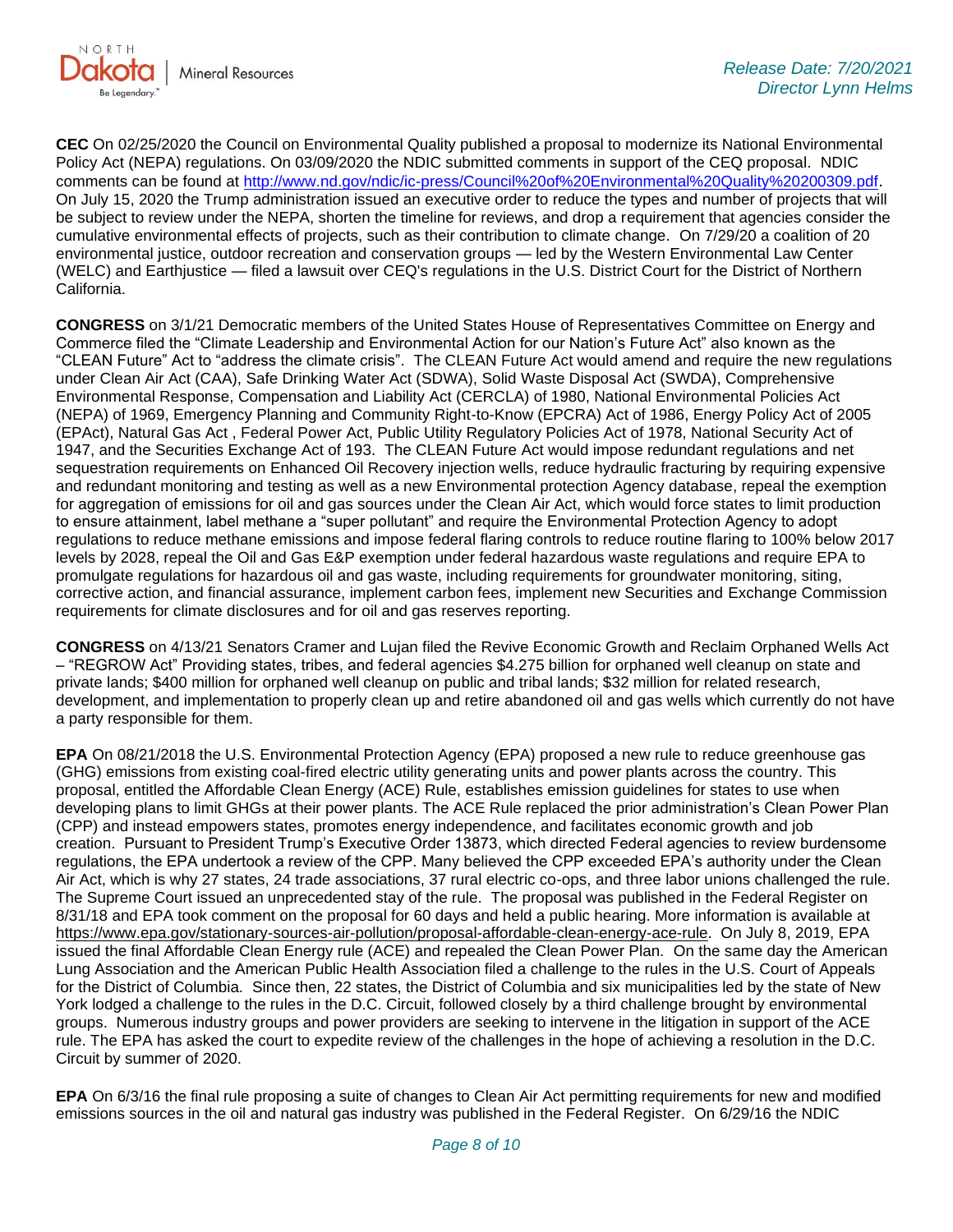**CEC** On 02/25/2020 the Council on Environmental Quality published a proposal to modernize its National Environmental Policy Act (NEPA) regulations. On 03/09/2020 the NDIC submitted comments in support of the CEQ proposal. NDIC comments can be found at http://www.nd.gov/ndic/ic-press/Council%20of%20Environmental%20Quality%20200309.pdf. On July 15, 2020 the Trump administration issued an executive order to reduce the types and number of projects that will be subject to review under the NEPA, shorten the timeline for reviews, and drop a requirement that agencies consider the cumulative environmental effects of projects, such as their contribution to climate change. On 7/29/20 a coalition of 20 environmental justice, outdoor recreation and conservation groups — led by the Western Environmental Law Center (WELC) and Earthjustice — filed a lawsuit over CEQ's regulations in the U.S. District Court for the District of Northern California.

**CONGRESS** on 3/1/21 Democratic members of the United States House of Representatives Committee on Energy and Commerce filed the "Climate Leadership and Environmental Action for our Nation's Future Act" also known as the "CLEAN Future" Act to "address the climate crisis". The CLEAN Future Act would amend and require the new regulations under Clean Air Act (CAA), Safe Drinking Water Act (SDWA), Solid Waste Disposal Act (SWDA), Comprehensive Environmental Response, Compensation and Liability Act (CERCLA) of 1980, National Environmental Policies Act (NEPA) of 1969, Emergency Planning and Community Right-to-Know (EPCRA) Act of 1986, Energy Policy Act of 2005 (EPAct), Natural Gas Act , Federal Power Act, Public Utility Regulatory Policies Act of 1978, National Security Act of 1947, and the Securities Exchange Act of 193. The CLEAN Future Act would impose redundant regulations and net sequestration requirements on Enhanced Oil Recovery injection wells, reduce hydraulic fracturing by requiring expensive and redundant monitoring and testing as well as a new Environmental protection Agency database, repeal the exemption for aggregation of emissions for oil and gas sources under the Clean Air Act, which would force states to limit production to ensure attainment, label methane a "super pollutant" and require the Environmental Protection Agency to adopt regulations to reduce methane emissions and impose federal flaring controls to reduce routine flaring to 100% below 2017 levels by 2028, repeal the Oil and Gas E&P exemption under federal hazardous waste regulations and require EPA to promulgate regulations for hazardous oil and gas waste, including requirements for groundwater monitoring, siting, corrective action, and financial assurance, implement carbon fees, implement new Securities and Exchange Commission requirements for climate disclosures and for oil and gas reserves reporting.

**CONGRESS** on 4/13/21 Senators Cramer and Lujan filed the Revive Economic Growth and Reclaim Orphaned Wells Act – "REGROW Act" Providing states, tribes, and federal agencies $4.275 billion for orphaned well cleanup on state and private lands; $400 million for orphaned well cleanup on public and tribal lands; $32 million for related research, development, and implementation to properly clean up and retire abandoned oil and gas wells which currently do not have a party responsible for them.

**EPA** On 08/21/2018 the U.S. Environmental Protection Agency (EPA) proposed a new rule to reduce greenhouse gas (GHG) emissions from existing coal-fired electric utility generating units and power plants across the country. This proposal, entitled the Affordable Clean Energy (ACE) Rule, establishes emission guidelines for states to use when developing plans to limit GHGs at their power plants. The ACE Rule replaced the prior administration's Clean Power Plan (CPP) and instead empowers states, promotes energy independence, and facilitates economic growth and job creation. Pursuant to President Trump's Executive Order 13873, which directed Federal agencies to review burdensome regulations, the EPA undertook a review of the CPP. Many believed the CPP exceeded EPA's authority under the Clean Air Act, which is why 27 states, 24 trade associations, 37 rural electric co-ops, and three labor unions challenged the rule. The Supreme Court issued an unprecedented stay of the rule. The proposal was published in the Federal Register on 8/31/18 and EPA took comment on the proposal for 60 days and held a public hearing. More information is available at https://www.epa.gov/stationary-sources-air-pollution/proposal-affordable-clean-energy-ace-rule. On July 8, 2019, EPA issued the final Affordable Clean Energy rule (ACE) and repealed the Clean Power Plan. On the same day the American Lung Association and the American Public Health Association filed a challenge to the rules in the U.S. Court of Appeals for the District of Columbia. Since then, 22 states, the District of Columbia and six municipalities led by the state of New York lodged a challenge to the rules in the D.C. Circuit, followed closely by a third challenge brought by environmental groups. Numerous industry groups and power providers are seeking to intervene in the litigation in support of the ACE rule. The EPA has asked the court to expedite review of the challenges in the hope of achieving a resolution in the D.C. Circuit by summer of 2020.

**EPA** On 6/3/16 the final rule proposing a suite of changes to Clean Air Act permitting requirements for new and modified emissions sources in the oil and natural gas industry was published in the Federal Register. On 6/29/16 the NDIC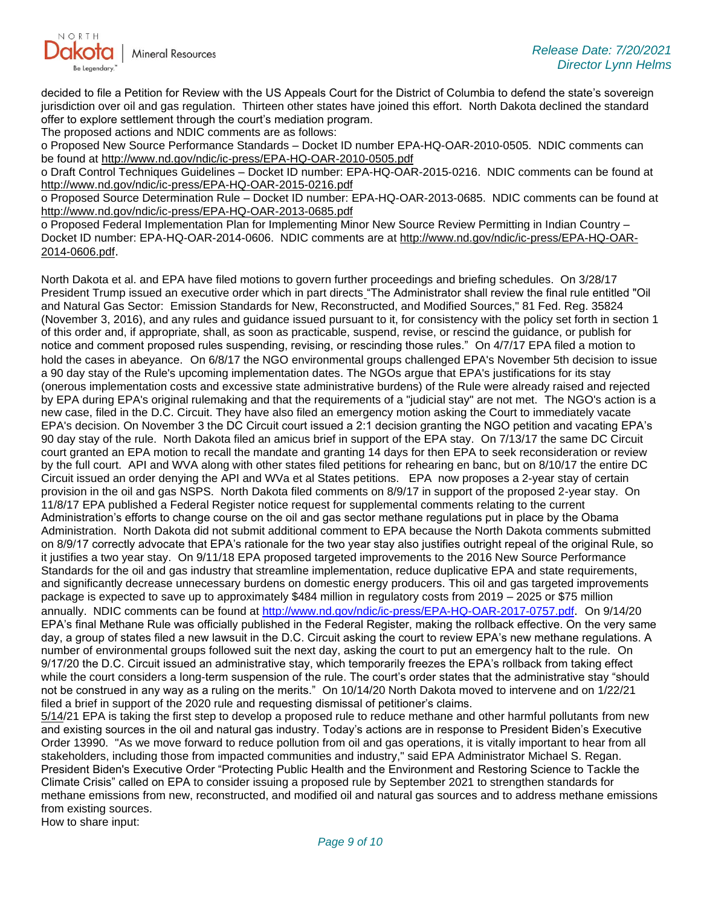decided to file a Petition for Review with the US Appeals Court for the District of Columbia to defend the state's sovereign jurisdiction over oil and gas regulation. Thirteen other states have joined this effort. North Dakota declined the standard offer to explore settlement through the court's mediation program.

The proposed actions and NDIC comments are as follows:

- Proposed New Source Performance Standards – Docket ID number EPA-HQ-OAR-2010-0505. NDIC comments can be found at http://www.nd.gov/ndic/ic-press/EPA-HQ-OAR-2010-0505.pdf
- Draft Control Techniques Guidelines – Docket ID number: EPA-HQ-OAR-2015-0216. NDIC comments can be found at http://www.nd.gov/ndic/ic-press/EPA-HQ-OAR-2015-0216.pdf
- Proposed Source Determination Rule – Docket ID number: EPA-HQ-OAR-2013-0685. NDIC comments can be found at http://www.nd.gov/ndic/ic-press/EPA-HQ-OAR-2013-0685.pdf
- Proposed Federal Implementation Plan for Implementing Minor New Source Review Permitting in Indian Country – Docket ID number: EPA-HQ-OAR-2014-0606. NDIC comments are at http://www.nd.gov/ndic/ic-press/EPA-HQ-OAR-2014-0606.pdf.

North Dakota et al. and EPA have filed motions to govern further proceedings and briefing schedules. On 3/28/17 President Trump issued an executive order which in part directs "The Administrator shall review the final rule entitled "Oil and Natural Gas Sector: Emission Standards for New, Reconstructed, and Modified Sources," 81 Fed. Reg. 35824 (November 3, 2016), and any rules and guidance issued pursuant to it, for consistency with the policy set forth in section 1 of this order and, if appropriate, shall, as soon as practicable, suspend, revise, or rescind the guidance, or publish for notice and comment proposed rules suspending, revising, or rescinding those rules." On 4/7/17 EPA filed a motion to hold the cases in abeyance. On 6/8/17 the NGO environmental groups challenged EPA's November 5th decision to issue a 90 day stay of the Rule's upcoming implementation dates. The NGOs argue that EPA's justifications for its stay (onerous implementation costs and excessive state administrative burdens) of the Rule were already raised and rejected by EPA during EPA's original rulemaking and that the requirements of a "judicial stay" are not met. The NGO's action is a new case, filed in the D.C. Circuit. They have also filed an emergency motion asking the Court to immediately vacate EPA's decision. On November 3 the DC Circuit court issued a 2:1 decision granting the NGO petition and vacating EPA's 90 day stay of the rule. North Dakota filed an amicus brief in support of the EPA stay. On 7/13/17 the same DC Circuit court granted an EPA motion to recall the mandate and granting 14 days for then EPA to seek reconsideration or review by the full court. API and WVA along with other states filed petitions for rehearing en banc, but on 8/10/17 the entire DC Circuit issued an order denying the API and WVa et al States petitions. EPA now proposes a 2-year stay of certain provision in the oil and gas NSPS. North Dakota filed comments on 8/9/17 in support of the proposed 2-year stay. On 11/8/17 EPA published a Federal Register notice request for supplemental comments relating to the current Administration's efforts to change course on the oil and gas sector methane regulations put in place by the Obama Administration. North Dakota did not submit additional comment to EPA because the North Dakota comments submitted on 8/9/17 correctly advocate that EPA's rationale for the two year stay also justifies outright repeal of the original Rule, so it justifies a two year stay. On 9/11/18 EPA proposed targeted improvements to the 2016 New Source Performance Standards for the oil and gas industry that streamline implementation, reduce duplicative EPA and state requirements, and significantly decrease unnecessary burdens on domestic energy producers. This oil and gas targeted improvements package is expected to save up to approximately $484 million in regulatory costs from 2019 – 2025 or $75 million annually. NDIC comments can be found at http://www.nd.gov/ndic/ic-press/EPA-HQ-OAR-2017-0757.pdf. On 9/14/20 EPA's final Methane Rule was officially published in the Federal Register, making the rollback effective. On the very same day, a group of states filed a new lawsuit in the D.C. Circuit asking the court to review EPA's new methane regulations. A number of environmental groups followed suit the next day, asking the court to put an emergency halt to the rule. On 9/17/20 the D.C. Circuit issued an administrative stay, which temporarily freezes the EPA's rollback from taking effect while the court considers a long-term suspension of the rule. The court's order states that the administrative stay "should not be construed in any way as a ruling on the merits." On 10/14/20 North Dakota moved to intervene and on 1/22/21 filed a brief in support of the 2020 rule and requesting dismissal of petitioner's claims.

5/14/21 EPA is taking the first step to develop a proposed rule to reduce methane and other harmful pollutants from new and existing sources in the oil and natural gas industry. Today's actions are in response to President Biden's Executive Order 13990. "As we move forward to reduce pollution from oil and gas operations, it is vitally important to hear from all stakeholders, including those from impacted communities and industry," said EPA Administrator Michael S. Regan. President Biden's Executive Order "Protecting Public Health and the Environment and Restoring Science to Tackle the Climate Crisis" called on EPA to consider issuing a proposed rule by September 2021 to strengthen standards for methane emissions from new, reconstructed, and modified oil and natural gas sources and to address methane emissions from existing sources.

How to share input: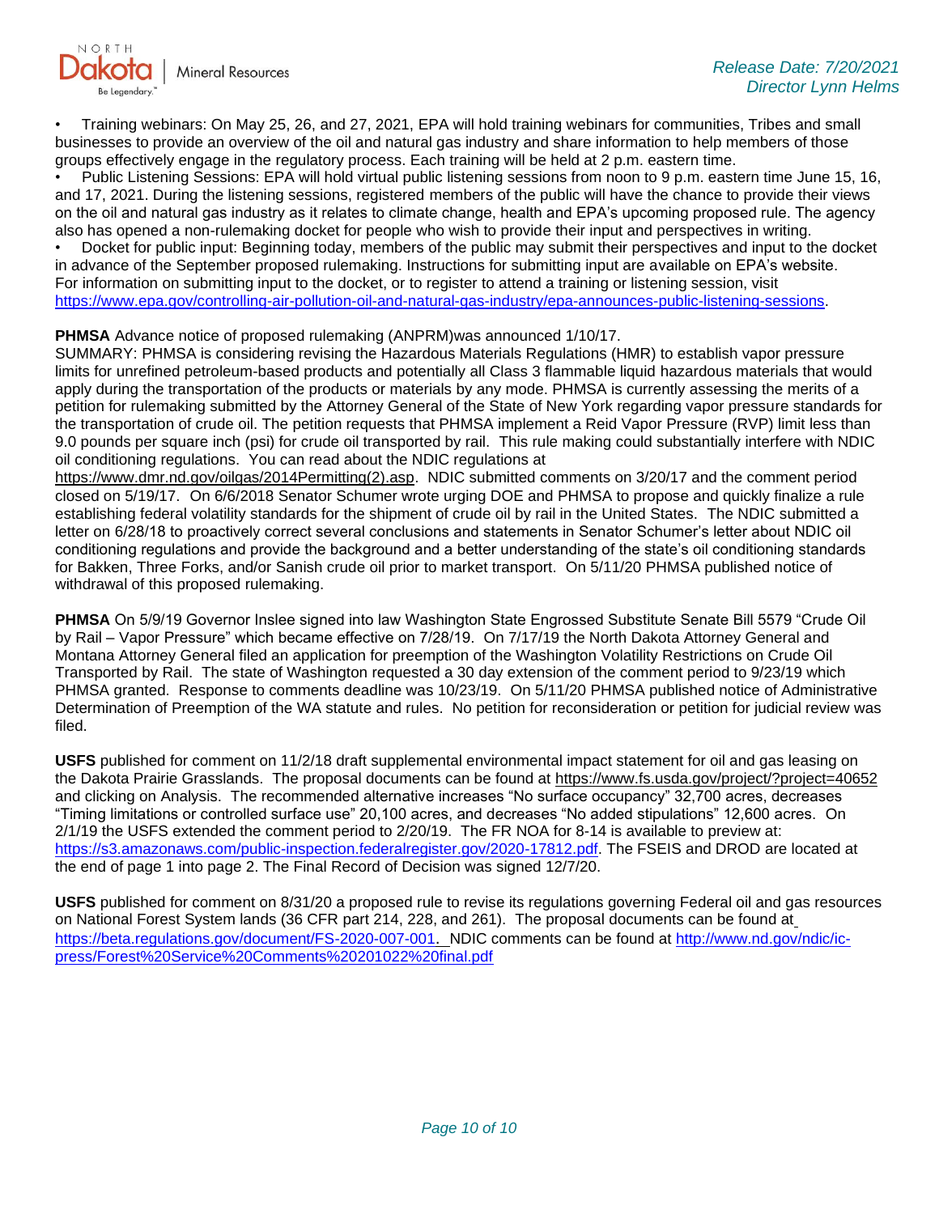• Training webinars: On May 25, 26, and 27, 2021, EPA will hold training webinars for communities, Tribes and small businesses to provide an overview of the oil and natural gas industry and share information to help members of those groups effectively engage in the regulatory process. Each training will be held at 2 p.m. eastern time.

• Public Listening Sessions: EPA will hold virtual public listening sessions from noon to 9 p.m. eastern time June 15, 16, and 17, 2021. During the listening sessions, registered members of the public will have the chance to provide their views on the oil and natural gas industry as it relates to climate change, health and EPA's upcoming proposed rule. The agency also has opened a non-rulemaking docket for people who wish to provide their input and perspectives in writing.

• Docket for public input: Beginning today, members of the public may submit their perspectives and input to the docket in advance of the September proposed rulemaking. Instructions for submitting input are available on EPA's website. For information on submitting input to the docket, or to register to attend a training or listening session, visit https://www.epa.gov/controlling-air-pollution-oil-and-natural-gas-industry/epa-announces-public-listening-sessions.

**PHMSA** Advance notice of proposed rulemaking (ANPRM)was announced 1/10/17.
SUMMARY: PHMSA is considering revising the Hazardous Materials Regulations (HMR) to establish vapor pressure limits for unrefined petroleum-based products and potentially all Class 3 flammable liquid hazardous materials that would apply during the transportation of the products or materials by any mode. PHMSA is currently assessing the merits of a petition for rulemaking submitted by the Attorney General of the State of New York regarding vapor pressure standards for the transportation of crude oil. The petition requests that PHMSA implement a Reid Vapor Pressure (RVP) limit less than 9.0 pounds per square inch (psi) for crude oil transported by rail. This rule making could substantially interfere with NDIC oil conditioning regulations. You can read about the NDIC regulations at https://www.dmr.nd.gov/oilgas/2014Permitting(2).asp. NDIC submitted comments on 3/20/17 and the comment period closed on 5/19/17. On 6/6/2018 Senator Schumer wrote urging DOE and PHMSA to propose and quickly finalize a rule establishing federal volatility standards for the shipment of crude oil by rail in the United States. The NDIC submitted a letter on 6/28/18 to proactively correct several conclusions and statements in Senator Schumer's letter about NDIC oil conditioning regulations and provide the background and a better understanding of the state's oil conditioning standards for Bakken, Three Forks, and/or Sanish crude oil prior to market transport. On 5/11/20 PHMSA published notice of withdrawal of this proposed rulemaking.

**PHMSA** On 5/9/19 Governor Inslee signed into law Washington State Engrossed Substitute Senate Bill 5579 "Crude Oil by Rail – Vapor Pressure" which became effective on 7/28/19. On 7/17/19 the North Dakota Attorney General and Montana Attorney General filed an application for preemption of the Washington Volatility Restrictions on Crude Oil Transported by Rail. The state of Washington requested a 30 day extension of the comment period to 9/23/19 which PHMSA granted. Response to comments deadline was 10/23/19. On 5/11/20 PHMSA published notice of Administrative Determination of Preemption of the WA statute and rules. No petition for reconsideration or petition for judicial review was filed.

**USFS** published for comment on 11/2/18 draft supplemental environmental impact statement for oil and gas leasing on the Dakota Prairie Grasslands. The proposal documents can be found at https://www.fs.usda.gov/project/?project=40652 and clicking on Analysis. The recommended alternative increases "No surface occupancy" 32,700 acres, decreases "Timing limitations or controlled surface use" 20,100 acres, and decreases "No added stipulations" 12,600 acres. On 2/1/19 the USFS extended the comment period to 2/20/19. The FR NOA for 8-14 is available to preview at: https://s3.amazonaws.com/public-inspection.federalregister.gov/2020-17812.pdf. The FSEIS and DROD are located at the end of page 1 into page 2. The Final Record of Decision was signed 12/7/20.

**USFS** published for comment on 8/31/20 a proposed rule to revise its regulations governing Federal oil and gas resources on National Forest System lands (36 CFR part 214, 228, and 261). The proposal documents can be found at https://beta.regulations.gov/document/FS-2020-007-001. NDIC comments can be found at http://www.nd.gov/ndic/ic-press/Forest%20Service%20Comments%20201022%20final.pdf